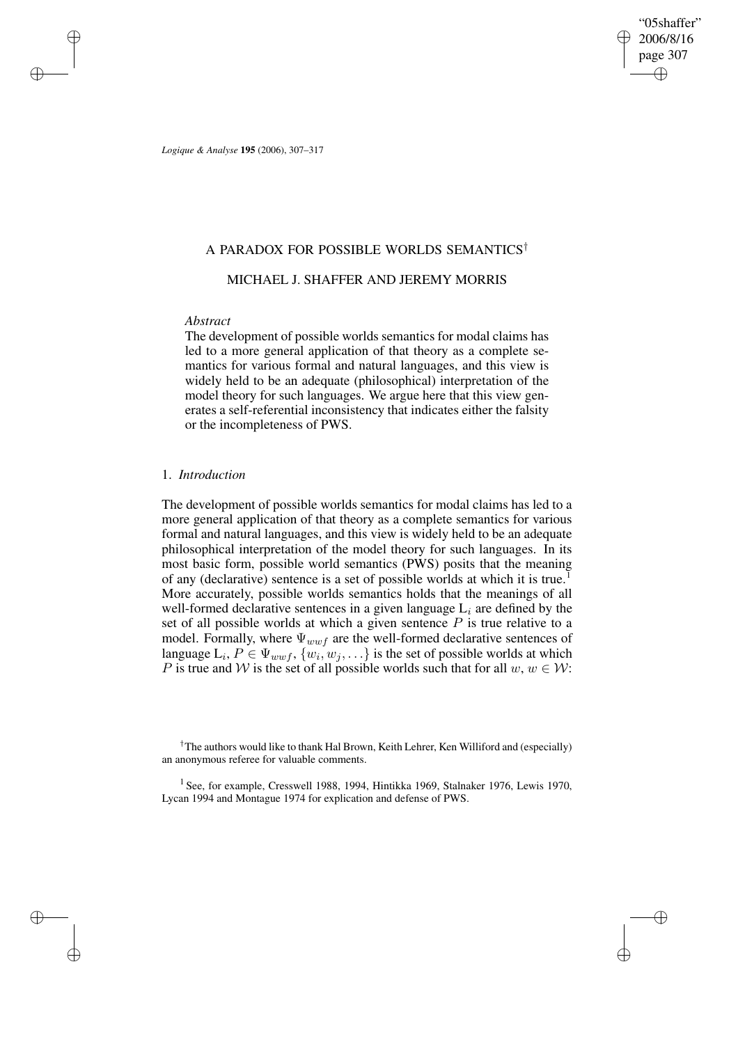# A PARADOX FOR POSSIBLE WORLDS SEMANTICS†

## MICHAEL J. SHAFFER AND JEREMY MORRIS

*Abstract*

The development of possible worlds semantics for modal claims has led to a more general application of that theory as a complete semantics for various formal and natural languages, and this view is widely held to be an adequate (philosophical) interpretation of the model theory for such languages. We argue here that this view generates a self-referential inconsistency that indicates either the falsity or the incompleteness of PWS.

## 1. *Introduction*

The development of possible worlds semantics for modal claims has led to a more general application of that theory as a complete semantics for various formal and natural languages, and this view is widely held to be an adequate philosophical interpretation of the model theory for such languages. In its most basic form, possible world semantics (PWS) posits that the meaning of any (declarative) sentence is a set of possible worlds at which it is true.[1] More accurately, possible worlds semantics holds that the meanings of all well-formed declarative sentences in a given language $L_i$ are defined by the set of all possible worlds at which a given sentence $P$ is true relative to a model. Formally, where $\Psi_{wwf}$ are the well-formed declarative sentences of language $L_i$, $P \in \Psi_{wwf}$, $\{w_i, w_j, \ldots\}$ is the set of possible worlds at which $P$ is true and $\mathcal{W}$ is the set of all possible worlds such that for all $w$, $w \in \mathcal{W}$:

† The authors would like to thank Hal Brown, Keith Lehrer, Ken Williford and (especially) an anonymous referee for valuable comments.

[1] See, for example, Cresswell 1988, 1994, Hintikka 1969, Stalnaker 1976, Lewis 1970, Lycan 1994 and Montague 1974 for explication and defense of PWS.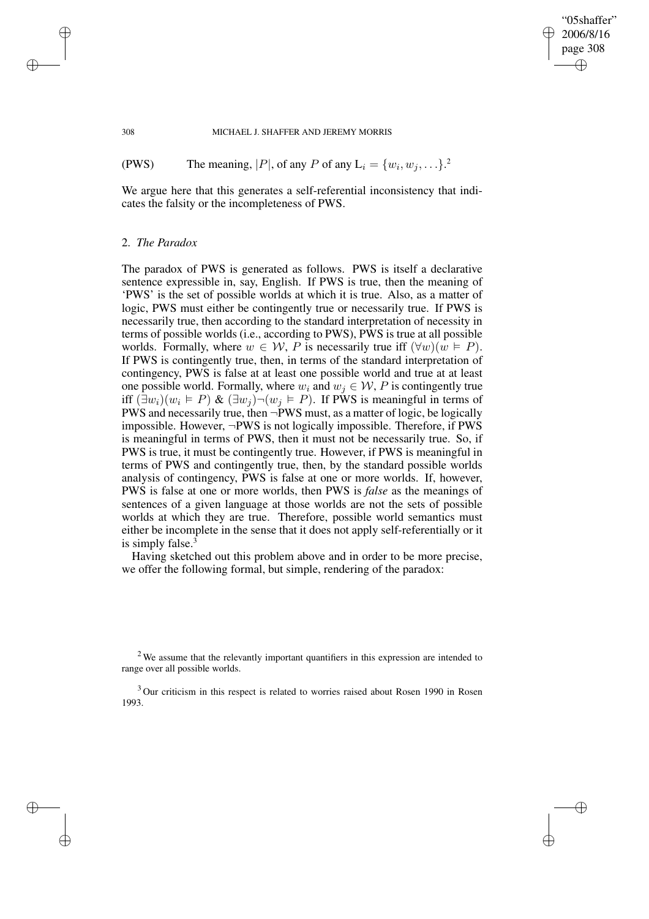(PWS) The meaning, $|P|$, of any $P$ of any $L_i = \{w_i, w_j, \ldots\}$.[2]

We argue here that this generates a self-referential inconsistency that indicates the falsity or the incompleteness of PWS.

## 2. *The Paradox*

The paradox of PWS is generated as follows. PWS is itself a declarative sentence expressible in, say, English. If PWS is true, then the meaning of 'PWS' is the set of possible worlds at which it is true. Also, as a matter of logic, PWS must either be contingently true or necessarily true. If PWS is necessarily true, then according to the standard interpretation of necessity in terms of possible worlds (i.e., according to PWS), PWS is true at all possible worlds. Formally, where $w \in \mathcal{W}$, $P$ is necessarily true iff $(\forall w)(w \vDash P)$. If PWS is contingently true, then, in terms of the standard interpretation of contingency, PWS is false at at least one possible world and true at at least one possible world. Formally, where $w_i$ and $w_j \in \mathcal{W}$, $P$ is contingently true iff $(\exists w_i)(w_i \vDash P)$ & $(\exists w_j)\neg(w_j \vDash P)$. If PWS is meaningful in terms of PWS and necessarily true, then $\neg$PWS must, as a matter of logic, be logically impossible. However, $\neg$PWS is not logically impossible. Therefore, if PWS is meaningful in terms of PWS, then it must not be necessarily true. So, if PWS is true, it must be contingently true. However, if PWS is meaningful in terms of PWS and contingently true, then, by the standard possible worlds analysis of contingency, PWS is false at one or more worlds. If, however, PWS is false at one or more worlds, then PWS is *false* as the meanings of sentences of a given language at those worlds are not the sets of possible worlds at which they are true. Therefore, possible world semantics must either be incomplete in the sense that it does not apply self-referentially or it is simply false.[3]

Having sketched out this problem above and in order to be more precise, we offer the following formal, but simple, rendering of the paradox:

[2] We assume that the relevantly important quantifiers in this expression are intended to range over all possible worlds.

[3] Our criticism in this respect is related to worries raised about Rosen 1990 in Rosen 1993.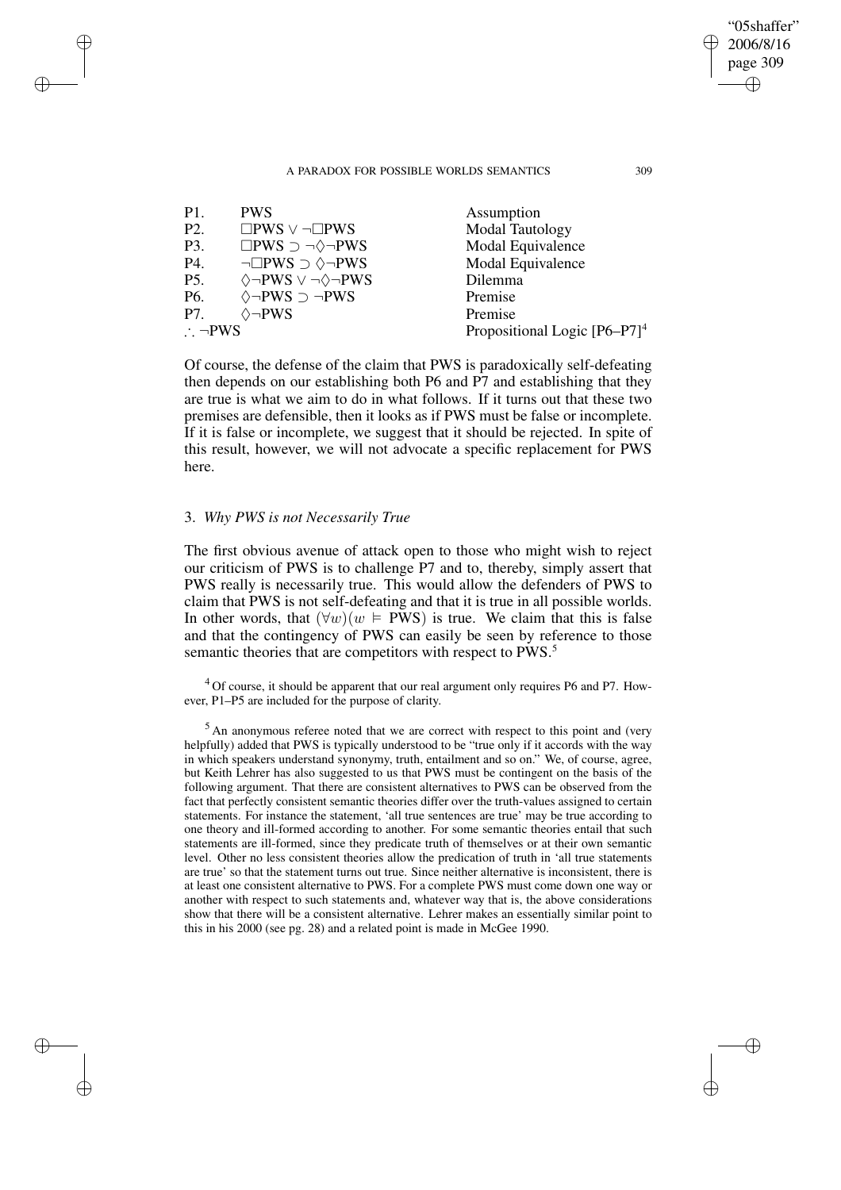| | | |
|---|---|---|
| P1. | PWS | Assumption |
| P2. | $\Box$PWS $\vee$ $\neg\Box$PWS | Modal Tautology |
| P3. | $\Box$PWS $\supset$ $\neg\Diamond\neg$PWS | Modal Equivalence |
| P4. | $\neg\Box$PWS $\supset$ $\Diamond\neg$PWS | Modal Equivalence |
| P5. | $\Diamond\neg$PWS $\vee$ $\neg\Diamond\neg$PWS | Dilemma |
| P6. | $\Diamond\neg$PWS $\supset$ $\neg$PWS | Premise |
| P7. | $\Diamond\neg$PWS | Premise |
| $\therefore$ $\neg$PWS | | Propositional Logic [P6–P7][4] |

Of course, the defense of the claim that PWS is paradoxically self-defeating then depends on our establishing both P6 and P7 and establishing that they are true is what we aim to do in what follows. If it turns out that these two premises are defensible, then it looks as if PWS must be false or incomplete. If it is false or incomplete, we suggest that it should be rejected. In spite of this result, however, we will not advocate a specific replacement for PWS here.

## 3. *Why PWS is not Necessarily True*

The first obvious avenue of attack open to those who might wish to reject our criticism of PWS is to challenge P7 and to, thereby, simply assert that PWS really is necessarily true. This would allow the defenders of PWS to claim that PWS is not self-defeating and that it is true in all possible worlds. In other words, that $(\forall w)(w \vDash \text{PWS})$ is true. We claim that this is false and that the contingency of PWS can easily be seen by reference to those semantic theories that are competitors with respect to PWS.[5]

[4] Of course, it should be apparent that our real argument only requires P6 and P7. However, P1–P5 are included for the purpose of clarity.

[5] An anonymous referee noted that we are correct with respect to this point and (very helpfully) added that PWS is typically understood to be "true only if it accords with the way in which speakers understand synonymy, truth, entailment and so on." We, of course, agree, but Keith Lehrer has also suggested to us that PWS must be contingent on the basis of the following argument. That there are consistent alternatives to PWS can be observed from the fact that perfectly consistent semantic theories differ over the truth-values assigned to certain statements. For instance the statement, 'all true sentences are true' may be true according to one theory and ill-formed according to another. For some semantic theories entail that such statements are ill-formed, since they predicate truth of themselves or at their own semantic level. Other no less consistent theories allow the predication of truth in 'all true statements are true' so that the statement turns out true. Since neither alternative is inconsistent, there is at least one consistent alternative to PWS. For a complete PWS must come down one way or another with respect to such statements and, whatever way that is, the above considerations show that there will be a consistent alternative. Lehrer makes an essentially similar point to this in his 2000 (see pg. 28) and a related point is made in McGee 1990.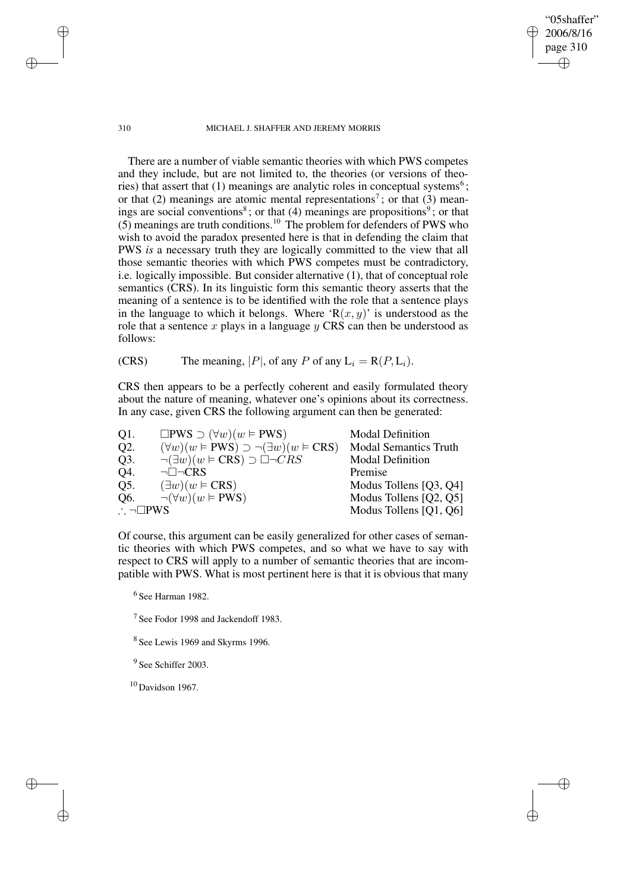There are a number of viable semantic theories with which PWS competes and they include, but are not limited to, the theories (or versions of theories) that assert that (1) meanings are analytic roles in conceptual systems[6]; or that (2) meanings are atomic mental representations[7]; or that (3) meanings are social conventions[8]; or that (4) meanings are propositions[9]; or that (5) meanings are truth conditions.[10] The problem for defenders of PWS who wish to avoid the paradox presented here is that in defending the claim that PWS *is* a necessary truth they are logically committed to the view that all those semantic theories with which PWS competes must be contradictory, i.e. logically impossible. But consider alternative (1), that of conceptual role semantics (CRS). In its linguistic form this semantic theory asserts that the meaning of a sentence is to be identified with the role that a sentence plays in the language to which it belongs. Where '$\mathrm{R}(x, y)$' is understood as the role that a sentence $x$ plays in a language $y$ CRS can then be understood as follows:

(CRS) The meaning, $|P|$, of any $P$ of any $\mathrm{L}_i = \mathrm{R}(P, \mathrm{L}_i)$.

CRS then appears to be a perfectly coherent and easily formulated theory about the nature of meaning, whatever one's opinions about its correctness. In any case, given CRS the following argument can then be generated:

| | | |
|---|---|---|
| Q1. | $\Box\mathrm{PWS} \supset (\forall w)(w \vDash \mathrm{PWS})$ | Modal Definition |
| Q2. | $(\forall w)(w \vDash \mathrm{PWS}) \supset \neg(\exists w)(w \vDash \mathrm{CRS})$ | Modal Semantics Truth |
| Q3. | $\neg(\exists w)(w \vDash \mathrm{CRS}) \supset \Box\neg CRS$ | Modal Definition |
| Q4. | $\neg\Box\neg\mathrm{CRS}$ | Premise |
| Q5. | $(\exists w)(w \vDash \mathrm{CRS})$ | Modus Tollens [Q3, Q4] |
| Q6. | $\neg(\forall w)(w \vDash \mathrm{PWS})$ | Modus Tollens [Q2, Q5] |
| $\therefore \neg\Box\mathrm{PWS}$ | | Modus Tollens [Q1, Q6] |

Of course, this argument can be easily generalized for other cases of semantic theories with which PWS competes, and so what we have to say with respect to CRS will apply to a number of semantic theories that are incompatible with PWS. What is most pertinent here is that it is obvious that many

[6] See Harman 1982.

[7] See Fodor 1998 and Jackendoff 1983.

[8] See Lewis 1969 and Skyrms 1996.

[9] See Schiffer 2003.

[10] Davidson 1967.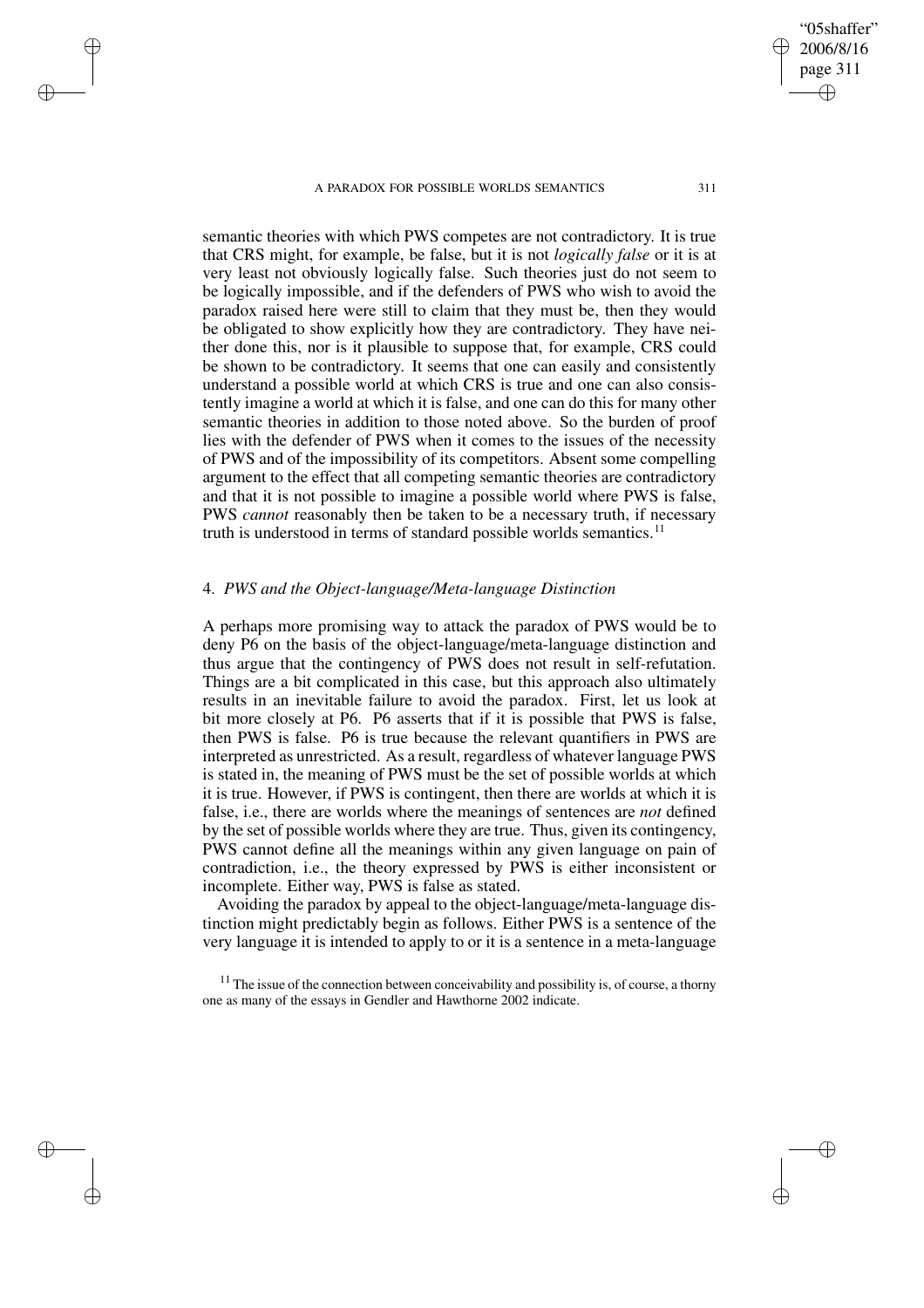semantic theories with which PWS competes are not contradictory. It is true that CRS might, for example, be false, but it is not *logically false* or it is at very least not obviously logically false. Such theories just do not seem to be logically impossible, and if the defenders of PWS who wish to avoid the paradox raised here were still to claim that they must be, then they would be obligated to show explicitly how they are contradictory. They have neither done this, nor is it plausible to suppose that, for example, CRS could be shown to be contradictory. It seems that one can easily and consistently understand a possible world at which CRS is true and one can also consistently imagine a world at which it is false, and one can do this for many other semantic theories in addition to those noted above. So the burden of proof lies with the defender of PWS when it comes to the issues of the necessity of PWS and of the impossibility of its competitors. Absent some compelling argument to the effect that all competing semantic theories are contradictory and that it is not possible to imagine a possible world where PWS is false, PWS *cannot* reasonably then be taken to be a necessary truth, if necessary truth is understood in terms of standard possible worlds semantics.[11]

## 4. *PWS and the Object-language/Meta-language Distinction*

A perhaps more promising way to attack the paradox of PWS would be to deny P6 on the basis of the object-language/meta-language distinction and thus argue that the contingency of PWS does not result in self-refutation. Things are a bit complicated in this case, but this approach also ultimately results in an inevitable failure to avoid the paradox. First, let us look at bit more closely at P6. P6 asserts that if it is possible that PWS is false, then PWS is false. P6 is true because the relevant quantifiers in PWS are interpreted as unrestricted. As a result, regardless of whatever language PWS is stated in, the meaning of PWS must be the set of possible worlds at which it is true. However, if PWS is contingent, then there are worlds at which it is false, i.e., there are worlds where the meanings of sentences are *not* defined by the set of possible worlds where they are true. Thus, given its contingency, PWS cannot define all the meanings within any given language on pain of contradiction, i.e., the theory expressed by PWS is either inconsistent or incomplete. Either way, PWS is false as stated.

Avoiding the paradox by appeal to the object-language/meta-language distinction might predictably begin as follows. Either PWS is a sentence of the very language it is intended to apply to or it is a sentence in a meta-language

[11] The issue of the connection between conceivability and possibility is, of course, a thorny one as many of the essays in Gendler and Hawthorne 2002 indicate.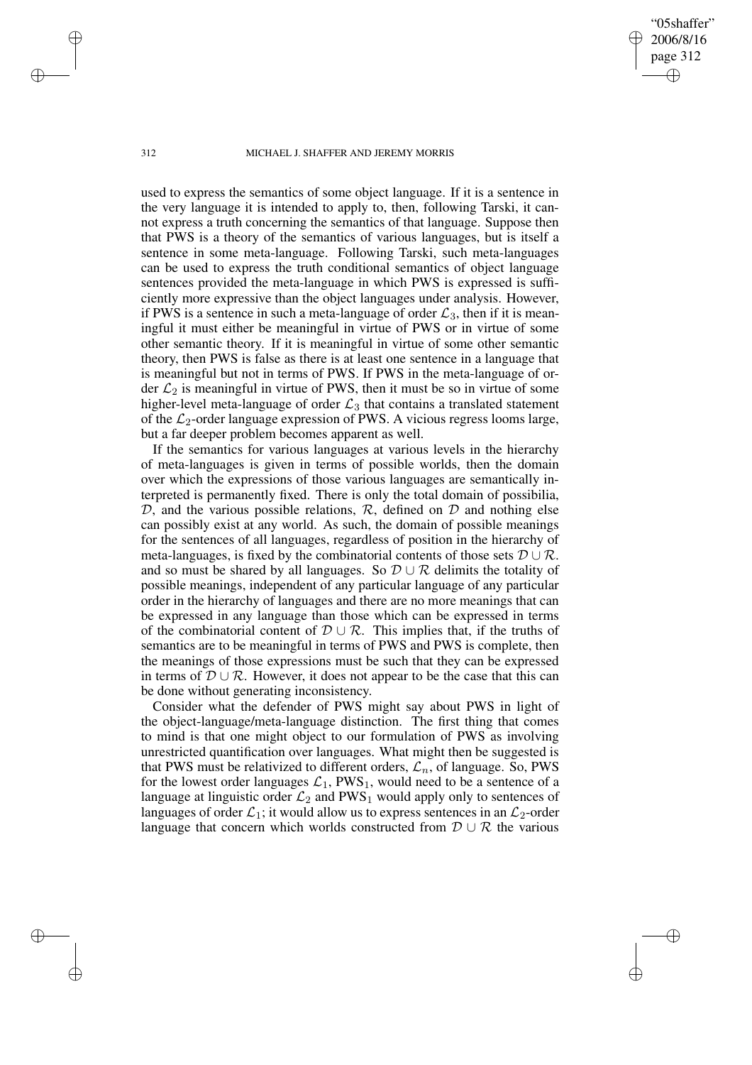used to express the semantics of some object language. If it is a sentence in the very language it is intended to apply to, then, following Tarski, it cannot express a truth concerning the semantics of that language. Suppose then that PWS is a theory of the semantics of various languages, but is itself a sentence in some meta-language. Following Tarski, such meta-languages can be used to express the truth conditional semantics of object language sentences provided the meta-language in which PWS is expressed is sufficiently more expressive than the object languages under analysis. However, if PWS is a sentence in such a meta-language of order $\mathcal{L}_3$, then if it is meaningful it must either be meaningful in virtue of PWS or in virtue of some other semantic theory. If it is meaningful in virtue of some other semantic theory, then PWS is false as there is at least one sentence in a language that is meaningful but not in terms of PWS. If PWS in the meta-language of order $\mathcal{L}_2$ is meaningful in virtue of PWS, then it must be so in virtue of some higher-level meta-language of order $\mathcal{L}_3$ that contains a translated statement of the $\mathcal{L}_2$-order language expression of PWS. A vicious regress looms large, but a far deeper problem becomes apparent as well.

If the semantics for various languages at various levels in the hierarchy of meta-languages is given in terms of possible worlds, then the domain over which the expressions of those various languages are semantically interpreted is permanently fixed. There is only the total domain of possibilia, $\mathcal{D}$, and the various possible relations, $\mathcal{R}$, defined on $\mathcal{D}$ and nothing else can possibly exist at any world. As such, the domain of possible meanings for the sentences of all languages, regardless of position in the hierarchy of meta-languages, is fixed by the combinatorial contents of those sets $\mathcal{D} \cup \mathcal{R}$. and so must be shared by all languages. So $\mathcal{D} \cup \mathcal{R}$ delimits the totality of possible meanings, independent of any particular language of any particular order in the hierarchy of languages and there are no more meanings that can be expressed in any language than those which can be expressed in terms of the combinatorial content of $\mathcal{D} \cup \mathcal{R}$. This implies that, if the truths of semantics are to be meaningful in terms of PWS and PWS is complete, then the meanings of those expressions must be such that they can be expressed in terms of $\mathcal{D} \cup \mathcal{R}$. However, it does not appear to be the case that this can be done without generating inconsistency.

Consider what the defender of PWS might say about PWS in light of the object-language/meta-language distinction. The first thing that comes to mind is that one might object to our formulation of PWS as involving unrestricted quantification over languages. What might then be suggested is that PWS must be relativized to different orders, $\mathcal{L}_n$, of language. So, PWS for the lowest order languages $\mathcal{L}_1$, $\text{PWS}_1$, would need to be a sentence of a language at linguistic order $\mathcal{L}_2$ and $\text{PWS}_1$ would apply only to sentences of languages of order $\mathcal{L}_1$; it would allow us to express sentences in an $\mathcal{L}_2$-order language that concern which worlds constructed from $\mathcal{D} \cup \mathcal{R}$ the various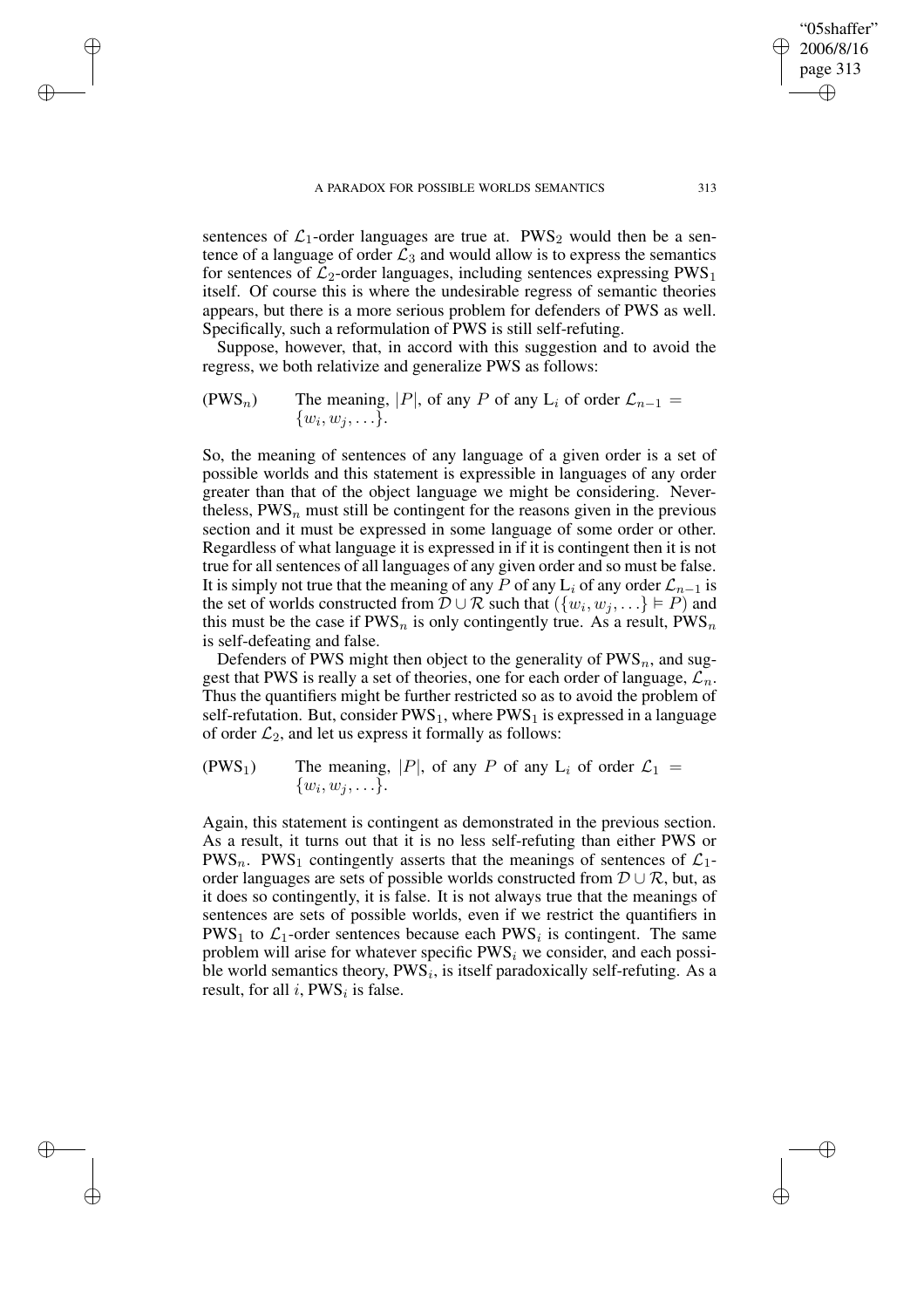sentences of $\mathcal{L}_1$-order languages are true at. $\text{PWS}_2$ would then be a sentence of a language of order $\mathcal{L}_3$ and would allow is to express the semantics for sentences of $\mathcal{L}_2$-order languages, including sentences expressing $\text{PWS}_1$ itself. Of course this is where the undesirable regress of semantic theories appears, but there is a more serious problem for defenders of PWS as well. Specifically, such a reformulation of PWS is still self-refuting.

Suppose, however, that, in accord with this suggestion and to avoid the regress, we both relativize and generalize PWS as follows:

($\text{PWS}_n$) The meaning, $|P|$, of any $P$ of any $\text{L}_i$ of order $\mathcal{L}_{n-1} = \{w_i, w_j, \ldots\}$.

So, the meaning of sentences of any language of a given order is a set of possible worlds and this statement is expressible in languages of any order greater than that of the object language we might be considering. Nevertheless, $\text{PWS}_n$ must still be contingent for the reasons given in the previous section and it must be expressed in some language of some order or other. Regardless of what language it is expressed in if it is contingent then it is not true for all sentences of all languages of any given order and so must be false. It is simply not true that the meaning of any $P$ of any $\text{L}_i$ of any order $\mathcal{L}_{n-1}$ is the set of worlds constructed from $\mathcal{D} \cup \mathcal{R}$ such that $(\{w_i, w_j, \ldots\} \vDash P)$ and this must be the case if $\text{PWS}_n$ is only contingently true. As a result, $\text{PWS}_n$ is self-defeating and false.

Defenders of PWS might then object to the generality of $\text{PWS}_n$, and suggest that PWS is really a set of theories, one for each order of language, $\mathcal{L}_n$. Thus the quantifiers might be further restricted so as to avoid the problem of self-refutation. But, consider $\text{PWS}_1$, where $\text{PWS}_1$ is expressed in a language of order $\mathcal{L}_2$, and let us express it formally as follows:

($\text{PWS}_1$) The meaning, $|P|$, of any $P$ of any $\text{L}_i$ of order $\mathcal{L}_1 = \{w_i, w_j, \ldots\}$.

Again, this statement is contingent as demonstrated in the previous section. As a result, it turns out that it is no less self-refuting than either PWS or $\text{PWS}_n$. $\text{PWS}_1$ contingently asserts that the meanings of sentences of $\mathcal{L}_1$-order languages are sets of possible worlds constructed from $\mathcal{D} \cup \mathcal{R}$, but, as it does so contingently, it is false. It is not always true that the meanings of sentences are sets of possible worlds, even if we restrict the quantifiers in $\text{PWS}_1$ to $\mathcal{L}_1$-order sentences because each $\text{PWS}_i$ is contingent. The same problem will arise for whatever specific $\text{PWS}_i$ we consider, and each possible world semantics theory, $\text{PWS}_i$, is itself paradoxically self-refuting. As a result, for all $i$, $\text{PWS}_i$ is false.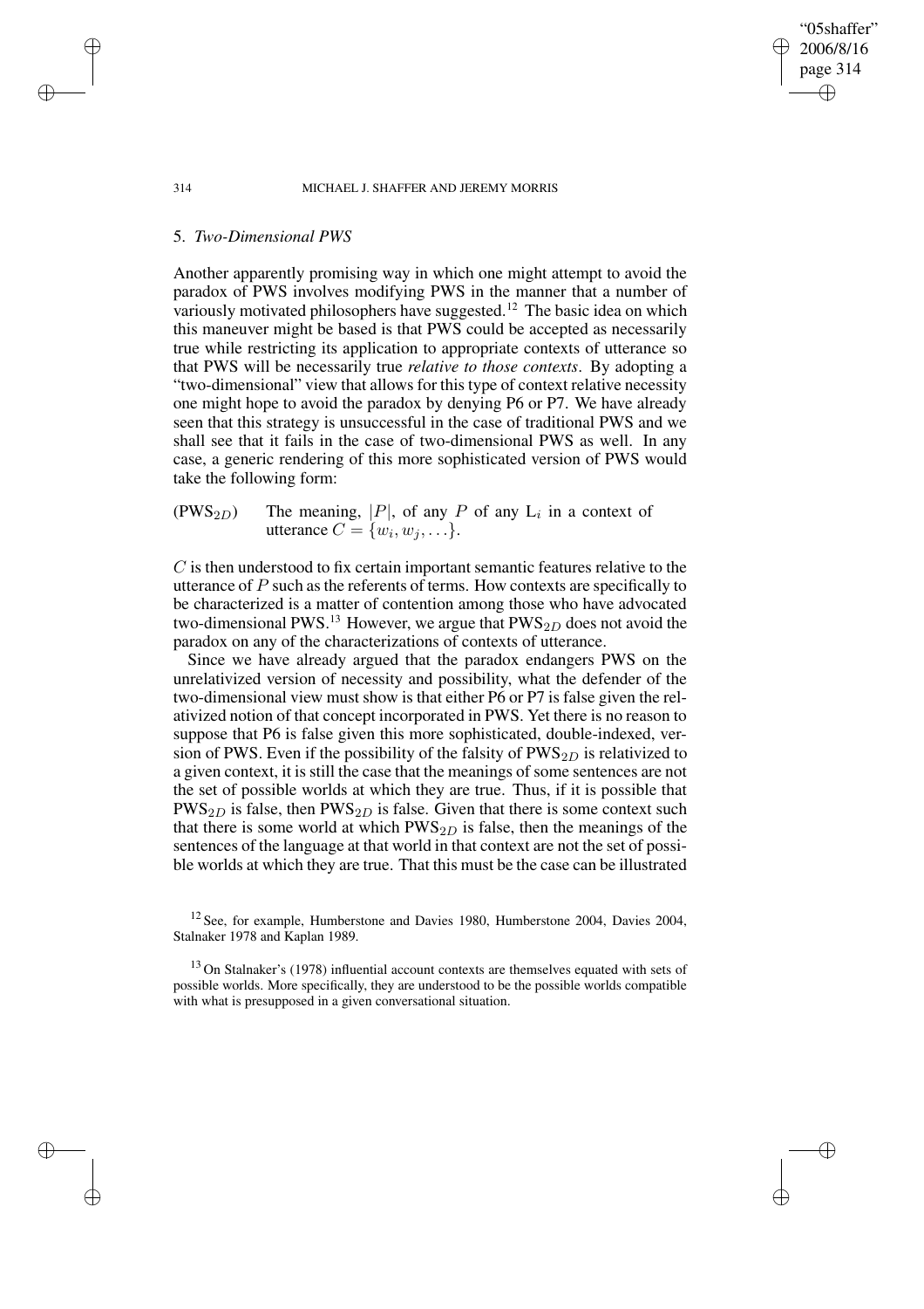## 5. *Two-Dimensional PWS*

Another apparently promising way in which one might attempt to avoid the paradox of PWS involves modifying PWS in the manner that a number of variously motivated philosophers have suggested.[12] The basic idea on which this maneuver might be based is that PWS could be accepted as necessarily true while restricting its application to appropriate contexts of utterance so that PWS will be necessarily true *relative to those contexts*. By adopting a "two-dimensional" view that allows for this type of context relative necessity one might hope to avoid the paradox by denying P6 or P7. We have already seen that this strategy is unsuccessful in the case of traditional PWS and we shall see that it fails in the case of two-dimensional PWS as well. In any case, a generic rendering of this more sophisticated version of PWS would take the following form:

($PWS_{2D}$) The meaning, $|P|$, of any $P$ of any $L_i$ in a context of utterance $C = \{w_i, w_j, \ldots\}$.

$C$ is then understood to fix certain important semantic features relative to the utterance of $P$ such as the referents of terms. How contexts are specifically to be characterized is a matter of contention among those who have advocated two-dimensional PWS.[13] However, we argue that $PWS_{2D}$ does not avoid the paradox on any of the characterizations of contexts of utterance.

Since we have already argued that the paradox endangers PWS on the unrelativized version of necessity and possibility, what the defender of the two-dimensional view must show is that either P6 or P7 is false given the relativized notion of that concept incorporated in PWS. Yet there is no reason to suppose that P6 is false given this more sophisticated, double-indexed, version of PWS. Even if the possibility of the falsity of $PWS_{2D}$ is relativized to a given context, it is still the case that the meanings of some sentences are not the set of possible worlds at which they are true. Thus, if it is possible that $PWS_{2D}$ is false, then $PWS_{2D}$ is false. Given that there is some context such that there is some world at which $PWS_{2D}$ is false, then the meanings of the sentences of the language at that world in that context are not the set of possible worlds at which they are true. That this must be the case can be illustrated

[12] See, for example, Humberstone and Davies 1980, Humberstone 2004, Davies 2004, Stalnaker 1978 and Kaplan 1989.

[13] On Stalnaker's (1978) influential account contexts are themselves equated with sets of possible worlds. More specifically, they are understood to be the possible worlds compatible with what is presupposed in a given conversational situation.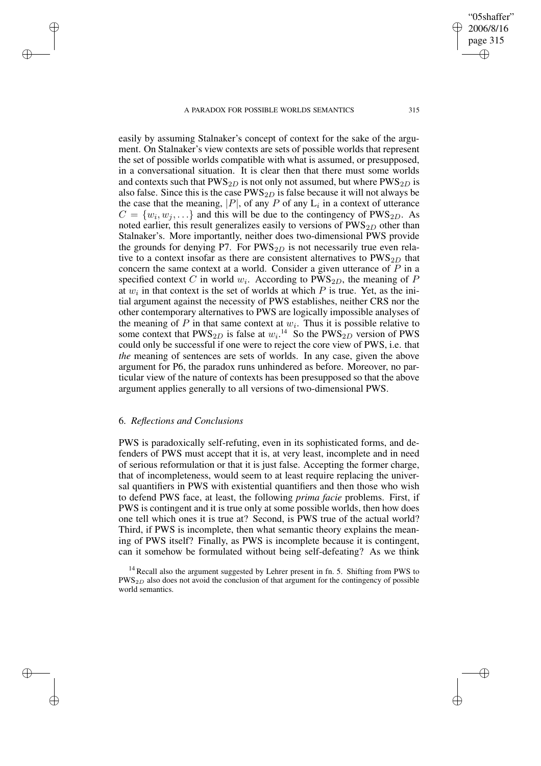easily by assuming Stalnaker's concept of context for the sake of the argument. On Stalnaker's view contexts are sets of possible worlds that represent the set of possible worlds compatible with what is assumed, or presupposed, in a conversational situation. It is clear then that there must some worlds and contexts such that $\text{PWS}_{2D}$ is not only not assumed, but where $\text{PWS}_{2D}$ is also false. Since this is the case $\text{PWS}_{2D}$ is false because it will not always be the case that the meaning, $|P|$, of any $P$ of any $\text{L}_i$ in a context of utterance $C = \{w_i, w_j, \ldots\}$ and this will be due to the contingency of $\text{PWS}_{2D}$. As noted earlier, this result generalizes easily to versions of $\text{PWS}_{2D}$ other than Stalnaker's. More importantly, neither does two-dimensional PWS provide the grounds for denying P7. For $\text{PWS}_{2D}$ is not necessarily true even relative to a context insofar as there are consistent alternatives to $\text{PWS}_{2D}$ that concern the same context at a world. Consider a given utterance of $P$ in a specified context $C$ in world $w_i$. According to $\text{PWS}_{2D}$, the meaning of $P$ at $w_i$ in that context is the set of worlds at which $P$ is true. Yet, as the initial argument against the necessity of PWS establishes, neither CRS nor the other contemporary alternatives to PWS are logically impossible analyses of the meaning of $P$ in that same context at $w_i$. Thus it is possible relative to some context that $\text{PWS}_{2D}$ is false at $w_i$.[14] So the $\text{PWS}_{2D}$ version of PWS could only be successful if one were to reject the core view of PWS, i.e. that *the* meaning of sentences are sets of worlds. In any case, given the above argument for P6, the paradox runs unhindered as before. Moreover, no particular view of the nature of contexts has been presupposed so that the above argument applies generally to all versions of two-dimensional PWS.

## 6. *Reflections and Conclusions*

PWS is paradoxically self-refuting, even in its sophisticated forms, and defenders of PWS must accept that it is, at very least, incomplete and in need of serious reformulation or that it is just false. Accepting the former charge, that of incompleteness, would seem to at least require replacing the universal quantifiers in PWS with existential quantifiers and then those who wish to defend PWS face, at least, the following *prima facie* problems. First, if PWS is contingent and it is true only at some possible worlds, then how does one tell which ones it is true at? Second, is PWS true of the actual world? Third, if PWS is incomplete, then what semantic theory explains the meaning of PWS itself? Finally, as PWS is incomplete because it is contingent, can it somehow be formulated without being self-defeating? As we think

[14] Recall also the argument suggested by Lehrer present in fn. 5. Shifting from PWS to $\text{PWS}_{2D}$ also does not avoid the conclusion of that argument for the contingency of possible world semantics.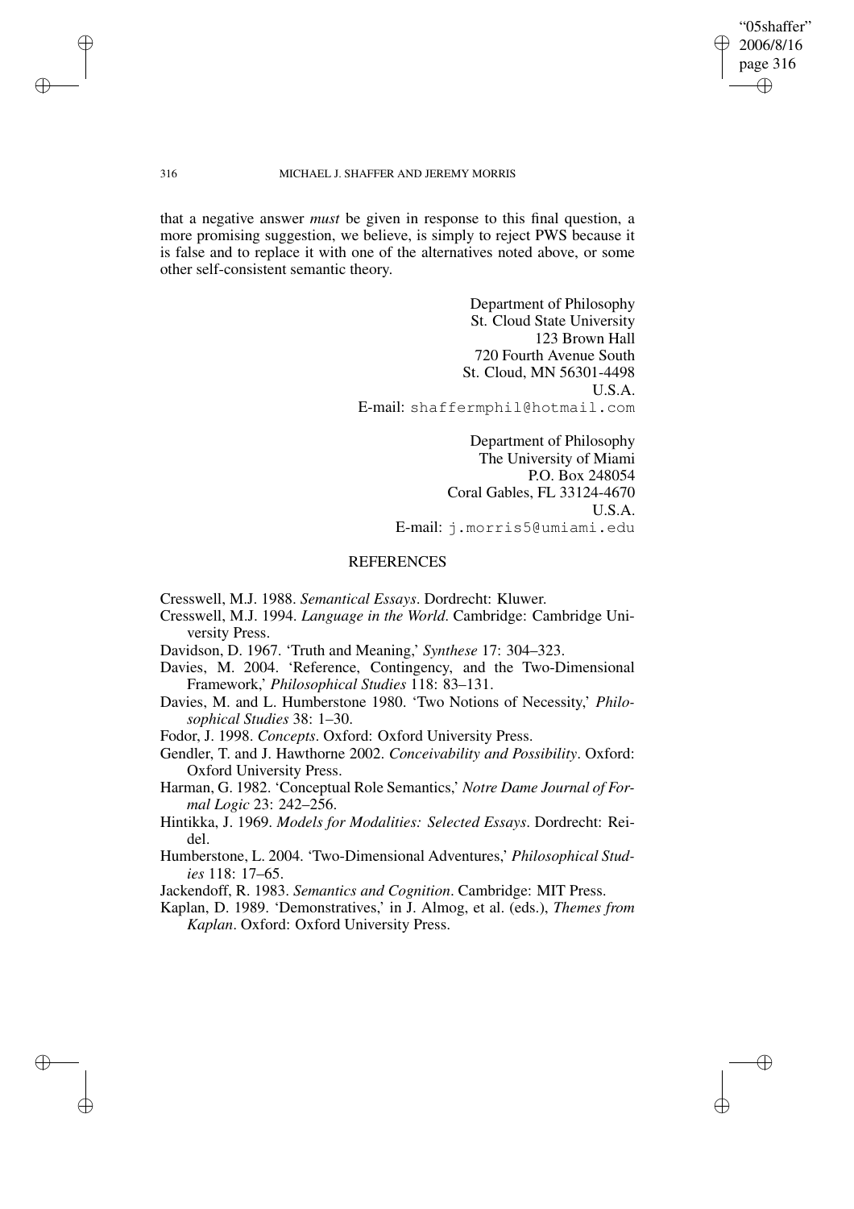that a negative answer *must* be given in response to this final question, a more promising suggestion, we believe, is simply to reject PWS because it is false and to replace it with one of the alternatives noted above, or some other self-consistent semantic theory.

Department of Philosophy
St. Cloud State University
123 Brown Hall
720 Fourth Avenue South
St. Cloud, MN 56301-4498
U.S.A.
E-mail: shaffermphil@hotmail.com

Department of Philosophy
The University of Miami
P.O. Box 248054
Coral Gables, FL 33124-4670
U.S.A.
E-mail: j.morris5@umiami.edu

## REFERENCES

Cresswell, M.J. 1988. *Semantical Essays*. Dordrecht: Kluwer.

Cresswell, M.J. 1994. *Language in the World*. Cambridge: Cambridge University Press.

Davidson, D. 1967. 'Truth and Meaning,' *Synthese* 17: 304–323.

Davies, M. 2004. 'Reference, Contingency, and the Two-Dimensional Framework,' *Philosophical Studies* 118: 83–131.

Davies, M. and L. Humberstone 1980. 'Two Notions of Necessity,' *Philosophical Studies* 38: 1–30.

Fodor, J. 1998. *Concepts*. Oxford: Oxford University Press.

Gendler, T. and J. Hawthorne 2002. *Conceivability and Possibility*. Oxford: Oxford University Press.

Harman, G. 1982. 'Conceptual Role Semantics,' *Notre Dame Journal of Formal Logic* 23: 242–256.

Hintikka, J. 1969. *Models for Modalities: Selected Essays*. Dordrecht: Reidel.

Humberstone, L. 2004. 'Two-Dimensional Adventures,' *Philosophical Studies* 118: 17–65.

Jackendoff, R. 1983. *Semantics and Cognition*. Cambridge: MIT Press.

Kaplan, D. 1989. 'Demonstratives,' in J. Almog, et al. (eds.), *Themes from Kaplan*. Oxford: Oxford University Press.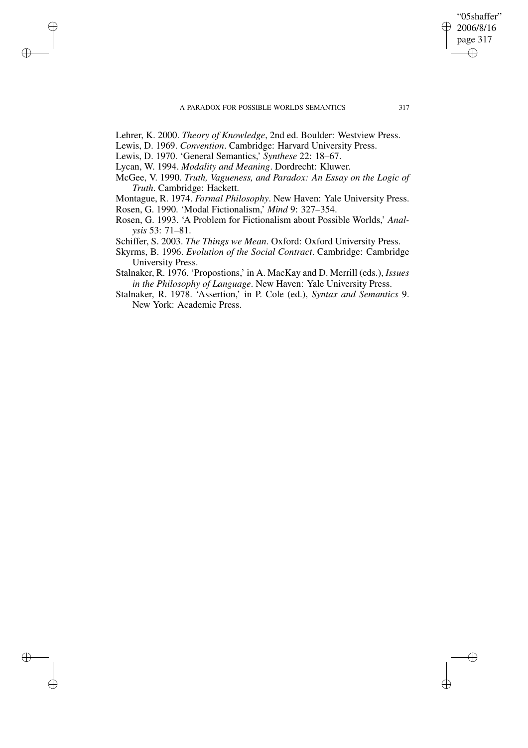Lehrer, K. 2000. *Theory of Knowledge*, 2nd ed. Boulder: Westview Press.

Lewis, D. 1969. *Convention*. Cambridge: Harvard University Press.

Lewis, D. 1970. 'General Semantics,' *Synthese* 22: 18–67.

Lycan, W. 1994. *Modality and Meaning*. Dordrecht: Kluwer.

McGee, V. 1990. *Truth, Vagueness, and Paradox: An Essay on the Logic of Truth*. Cambridge: Hackett.

Montague, R. 1974. *Formal Philosophy*. New Haven: Yale University Press.

Rosen, G. 1990. 'Modal Fictionalism,' *Mind* 9: 327–354.

Rosen, G. 1993. 'A Problem for Fictionalism about Possible Worlds,' *Analysis* 53: 71–81.

Schiffer, S. 2003. *The Things we Mean*. Oxford: Oxford University Press.

Skyrms, B. 1996. *Evolution of the Social Contract*. Cambridge: Cambridge University Press.

Stalnaker, R. 1976. 'Propostions,' in A. MacKay and D. Merrill (eds.), *Issues in the Philosophy of Language*. New Haven: Yale University Press.

Stalnaker, R. 1978. 'Assertion,' in P. Cole (ed.), *Syntax and Semantics* 9. New York: Academic Press.